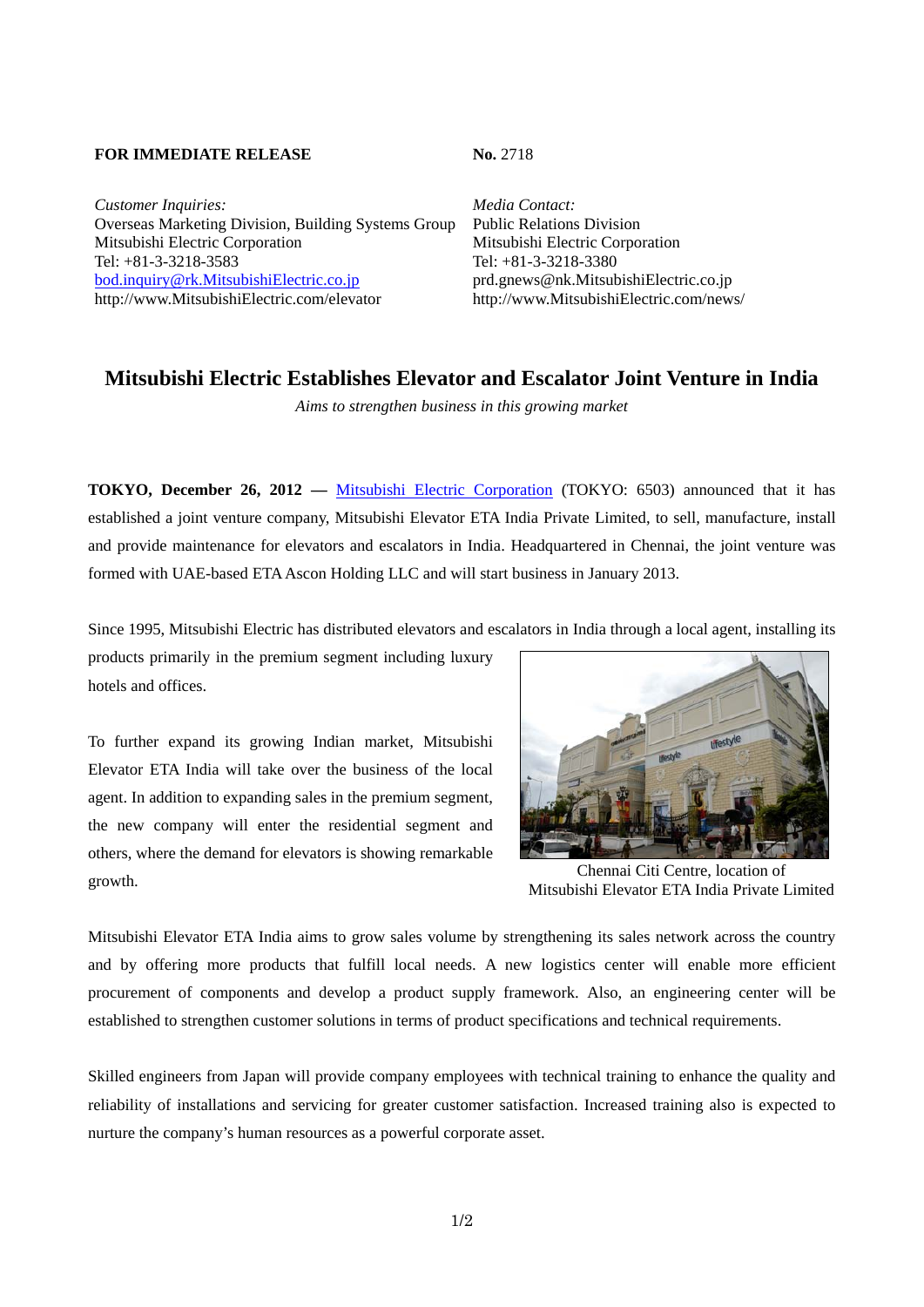**FOR IMMEDIATE RELEASE**

**No.** 2718

*Customer Inquiries:*
Overseas Marketing Division, Building Systems Group
Mitsubishi Electric Corporation
Tel: +81-3-3218-3583
bod.inquiry@rk.MitsubishiElectric.co.jp
http://www.MitsubishiElectric.com/elevator

*Media Contact:*
Public Relations Division
Mitsubishi Electric Corporation
Tel: +81-3-3218-3380
prd.gnews@nk.MitsubishiElectric.co.jp
http://www.MitsubishiElectric.com/news/

# Mitsubishi Electric Establishes Elevator and Escalator Joint Venture in India

*Aims to strengthen business in this growing market*

**TOKYO, December 26, 2012 —** Mitsubishi Electric Corporation (TOKYO: 6503) announced that it has established a joint venture company, Mitsubishi Elevator ETA India Private Limited, to sell, manufacture, install and provide maintenance for elevators and escalators in India. Headquartered in Chennai, the joint venture was formed with UAE-based ETA Ascon Holding LLC and will start business in January 2013.

Since 1995, Mitsubishi Electric has distributed elevators and escalators in India through a local agent, installing its products primarily in the premium segment including luxury hotels and offices.

To further expand its growing Indian market, Mitsubishi Elevator ETA India will take over the business of the local agent. In addition to expanding sales in the premium segment, the new company will enter the residential segment and others, where the demand for elevators is showing remarkable growth.

Chennai Citi Centre, location of Mitsubishi Elevator ETA India Private Limited

Mitsubishi Elevator ETA India aims to grow sales volume by strengthening its sales network across the country and by offering more products that fulfill local needs. A new logistics center will enable more efficient procurement of components and develop a product supply framework. Also, an engineering center will be established to strengthen customer solutions in terms of product specifications and technical requirements.

Skilled engineers from Japan will provide company employees with technical training to enhance the quality and reliability of installations and servicing for greater customer satisfaction. Increased training also is expected to nurture the company's human resources as a powerful corporate asset.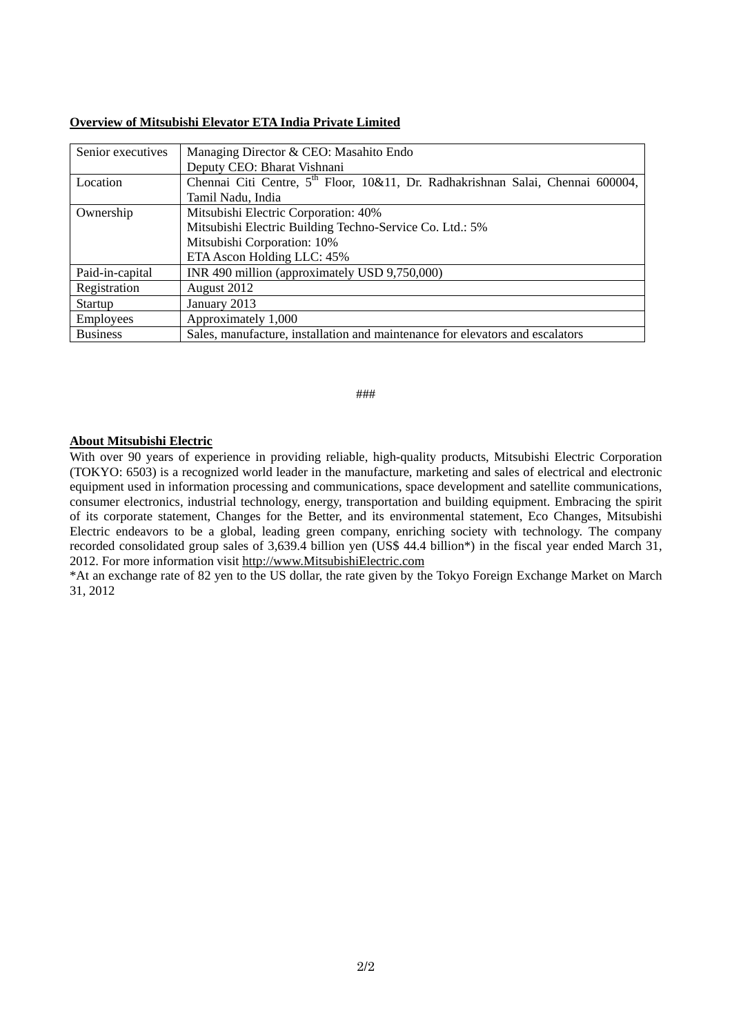**Overview of Mitsubishi Elevator ETA India Private Limited**

| | |
|---|---|
| Senior executives | Managing Director & CEO: Masahito Endo<br>Deputy CEO: Bharat Vishnani |
| Location | Chennai Citi Centre, 5th Floor, 10&11, Dr. Radhakrishnan Salai, Chennai 600004, Tamil Nadu, India |
| Ownership | Mitsubishi Electric Corporation: 40%<br>Mitsubishi Electric Building Techno-Service Co. Ltd.: 5%<br>Mitsubishi Corporation: 10%<br>ETA Ascon Holding LLC: 45% |
| Paid-in-capital | INR 490 million (approximately USD 9,750,000) |
| Registration | August 2012 |
| Startup | January 2013 |
| Employees | Approximately 1,000 |
| Business | Sales, manufacture, installation and maintenance for elevators and escalators |

###

**About Mitsubishi Electric**

With over 90 years of experience in providing reliable, high-quality products, Mitsubishi Electric Corporation (TOKYO: 6503) is a recognized world leader in the manufacture, marketing and sales of electrical and electronic equipment used in information processing and communications, space development and satellite communications, consumer electronics, industrial technology, energy, transportation and building equipment. Embracing the spirit of its corporate statement, Changes for the Better, and its environmental statement, Eco Changes, Mitsubishi Electric endeavors to be a global, leading green company, enriching society with technology. The company recorded consolidated group sales of 3,639.4 billion yen (US$ 44.4 billion*) in the fiscal year ended March 31, 2012. For more information visit http://www.MitsubishiElectric.com

*At an exchange rate of 82 yen to the US dollar, the rate given by the Tokyo Foreign Exchange Market on March 31, 2012